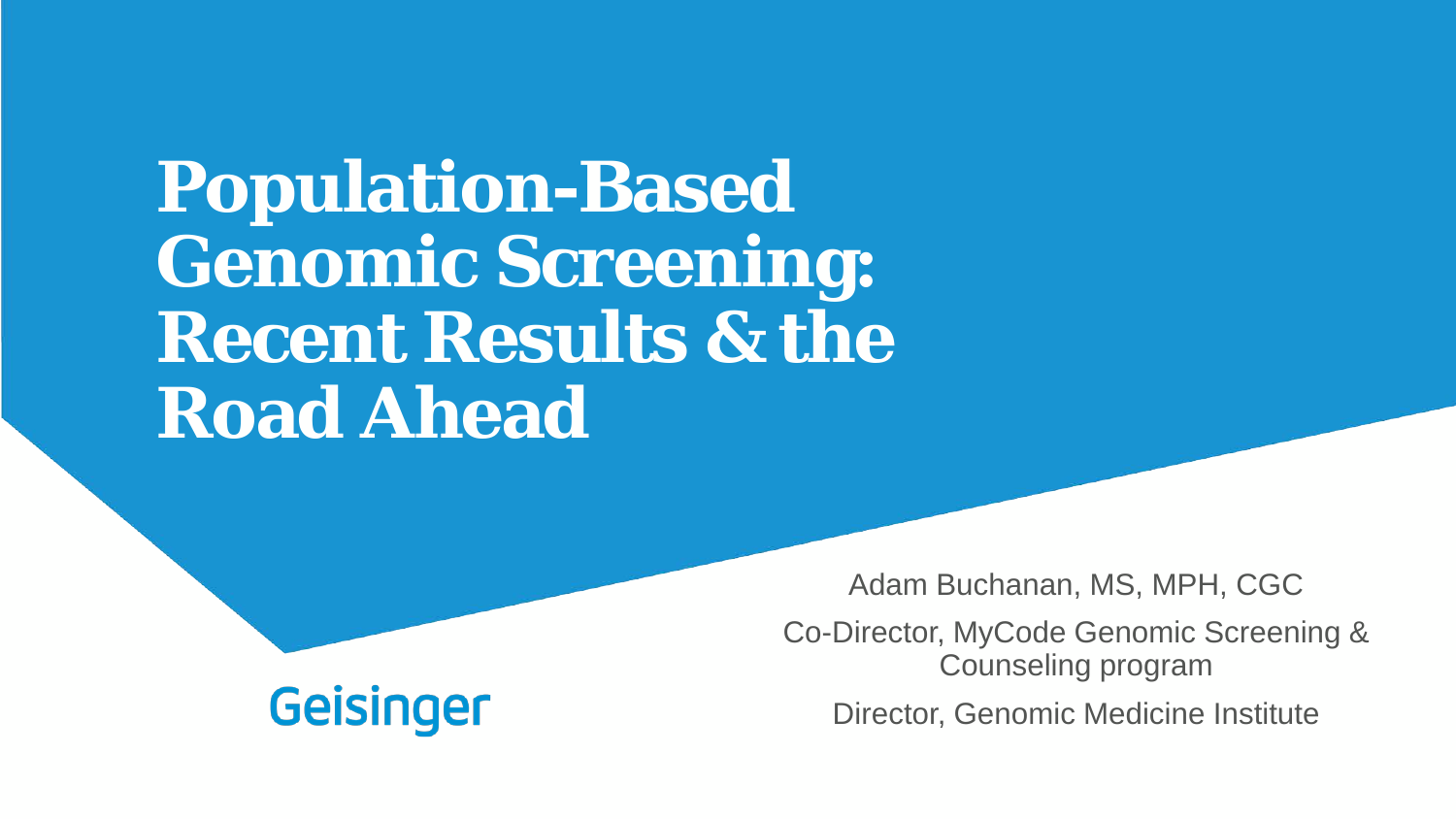# Population-Based Genomic Screening: Recent Results & the Road Ahead

Adam Buchanan, MS, MPH, CGC

Co-Director, MyCode Genomic Screening & Counseling program

Director, Genomic Medicine Institute

Geisinger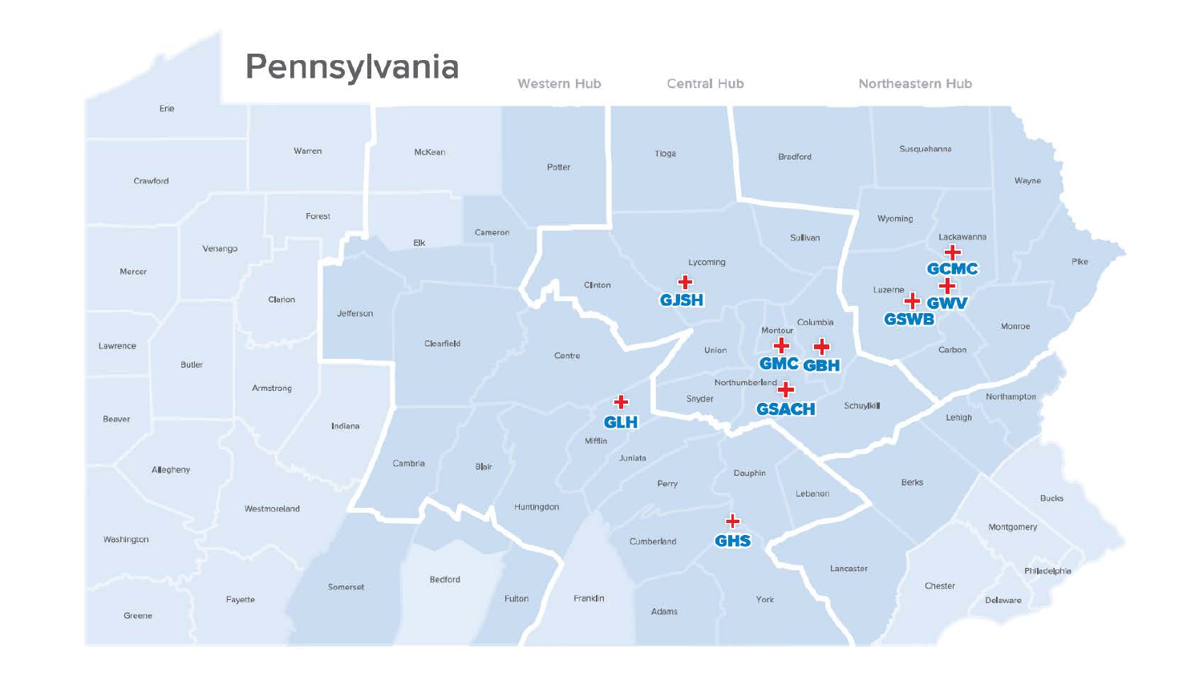# Pennsylvania

Western Hub | Central Hub | Northeastern Hub

Erie, Warren, McKean, Potter, Tioga, Bradford, Susquehanna, Wayne, Crawford, Forest, Cameron, Elk, Wyoming, Lackawanna, Sullivan, Venango, Mercer, Clarion, Jefferson, Clinton, Lycoming, Luzerne, Pike, Columbia, Montour, Monroe, Lawrence, Clearfield, Centre, Union, Carbon, Butler, Northumberland, Snyder, Schuylkill, Northampton, Armstrong, Lehigh, Beaver, Indiana, Mifflin, Juniata, Allegheny, Cambria, Blair, Perry, Dauphin, Berks, Lebanon, Bucks, Westmoreland, Huntingdon, Montgomery, Washington, Cumberland, Lancaster, Philadelphia, Somerset, Bedford, Chester, Fayette, Fulton, Franklin, York, Delaware, Adams, Greene

GCMC, GWV, GSWB, GJSH, GMC, GBH, GSACH, GLH, GHS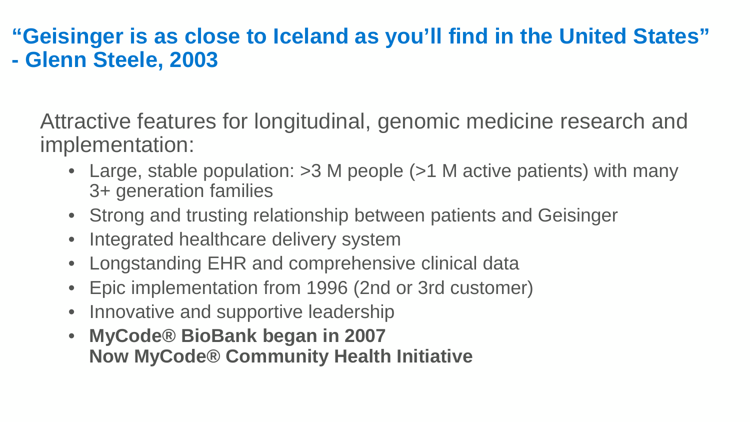## "Geisinger is as close to Iceland as you'll find in the United States" - Glenn Steele, 2003

Attractive features for longitudinal, genomic medicine research and implementation:

- Large, stable population: >3 M people (>1 M active patients) with many 3+ generation families
- Strong and trusting relationship between patients and Geisinger
- Integrated healthcare delivery system
- Longstanding EHR and comprehensive clinical data
- Epic implementation from 1996 (2nd or 3rd customer)
- Innovative and supportive leadership
- **MyCode® BioBank began in 2007**
  **Now MyCode® Community Health Initiative**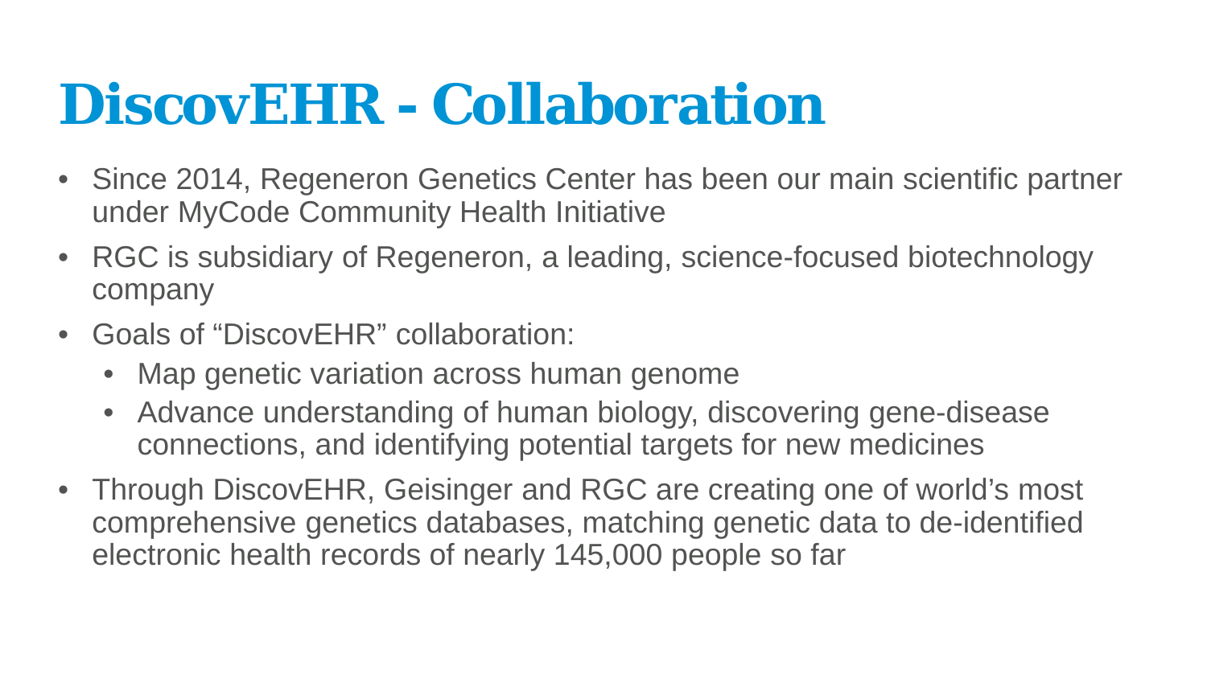# DiscovEHR - Collaboration

- Since 2014, Regeneron Genetics Center has been our main scientific partner under MyCode Community Health Initiative
- RGC is subsidiary of Regeneron, a leading, science-focused biotechnology company
- Goals of "DiscovEHR" collaboration:
  - Map genetic variation across human genome
  - Advance understanding of human biology, discovering gene-disease connections, and identifying potential targets for new medicines
- Through DiscovEHR, Geisinger and RGC are creating one of world's most comprehensive genetics databases, matching genetic data to de-identified electronic health records of nearly 145,000 people so far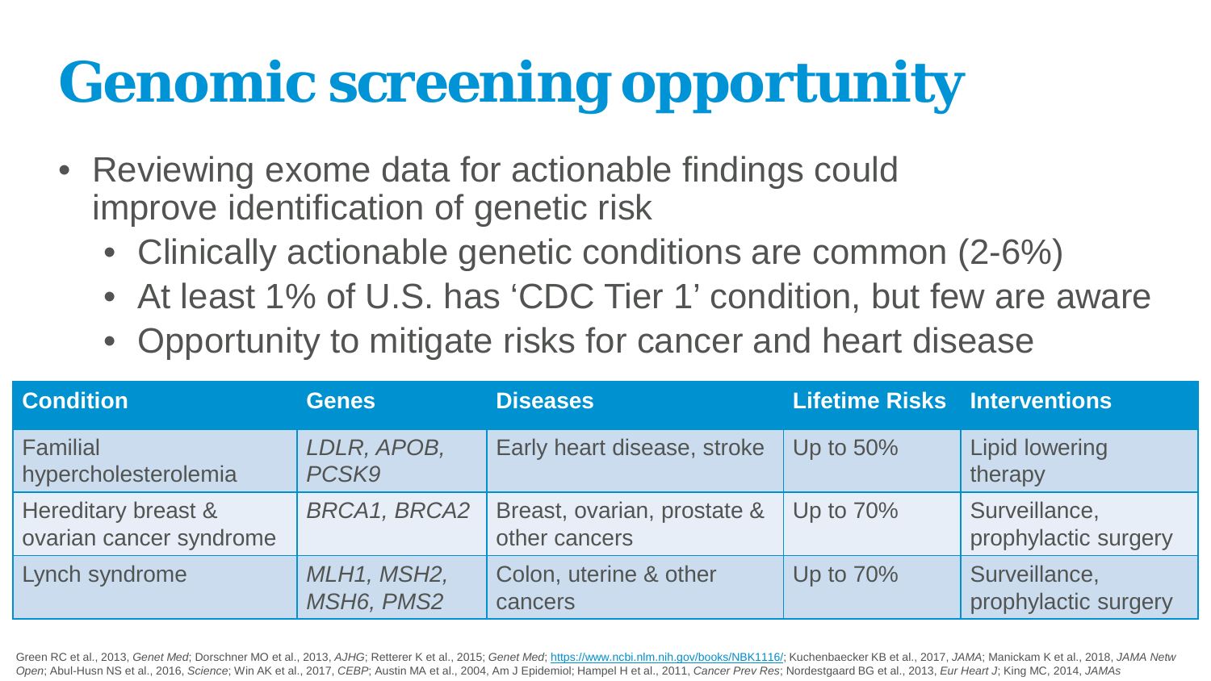# Genomic screening opportunity

- Reviewing exome data for actionable findings could improve identification of genetic risk
  - Clinically actionable genetic conditions are common (2-6%)
  - At least 1% of U.S. has 'CDC Tier 1' condition, but few are aware
  - Opportunity to mitigate risks for cancer and heart disease

| Condition | Genes | Diseases | Lifetime Risks | Interventions |
|---|---|---|---|---|
| Familial hypercholesterolemia | *LDLR, APOB, PCSK9* | Early heart disease, stroke | Up to 50% | Lipid lowering therapy |
| Hereditary breast & ovarian cancer syndrome | *BRCA1, BRCA2* | Breast, ovarian, prostate & other cancers | Up to 70% | Surveillance, prophylactic surgery |
| Lynch syndrome | *MLH1, MSH2, MSH6, PMS2* | Colon, uterine & other cancers | Up to 70% | Surveillance, prophylactic surgery |

Green RC et al., 2013, *Genet Med*; Dorschner MO et al., 2013, *AJHG*; Retterer K et al., 2015; *Genet Med*; https://www.ncbi.nlm.nih.gov/books/NBK1116/; Kuchenbaecker KB et al., 2017, *JAMA*; Manickam K et al., 2018, *JAMA Netw Open*; Abul-Husn NS et al., 2016, *Science*; Win AK et al., 2017, *CEBP*; Austin MA et al., 2004, Am J Epidemiol; Hampel H et al., 2011, *Cancer Prev Res*; Nordestgaard BG et al., 2013, *Eur Heart J*; King MC, 2014, *JAMAs*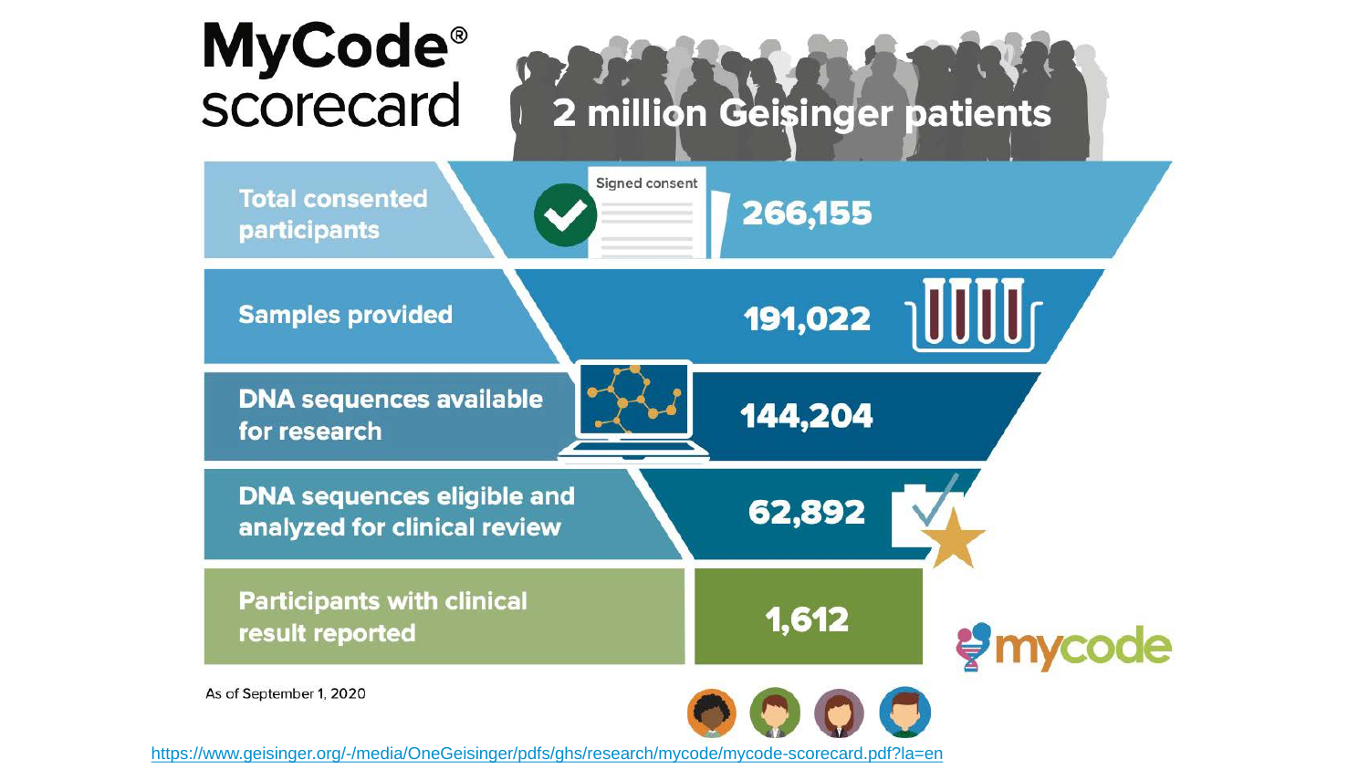# MyCode® scorecard

**2 million Geisinger patients**

| | |
|---|---|
| Total consented participants | 266,155 |
| Samples provided | 191,022 |
| DNA sequences available for research | 144,204 |
| DNA sequences eligible and analyzed for clinical review | 62,892 |
| Participants with clinical result reported | 1,612 |

Signed consent

mycode

As of September 1, 2020

https://www.geisinger.org/-/media/OneGeisinger/pdfs/ghs/research/mycode/mycode-scorecard.pdf?la=en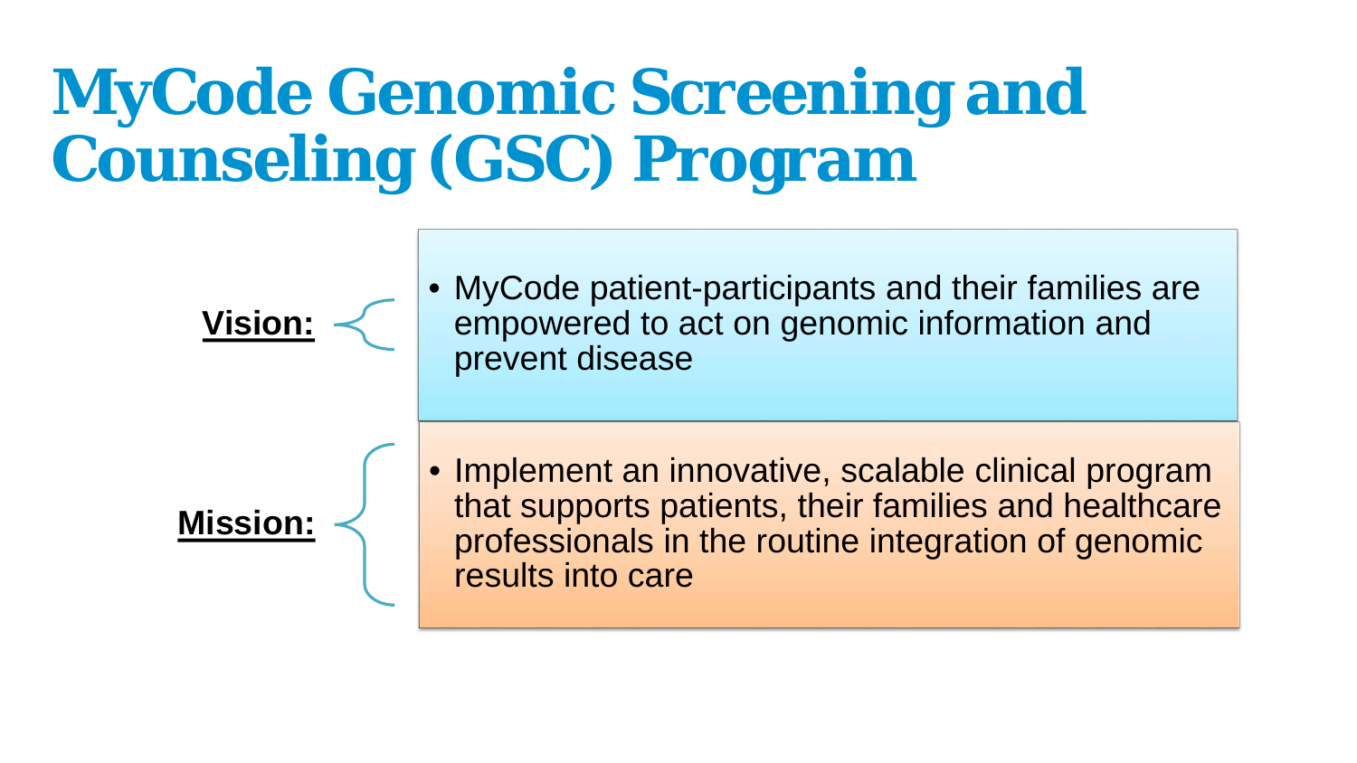# MyCode Genomic Screening and Counseling (GSC) Program

**Vision:**

- MyCode patient-participants and their families are empowered to act on genomic information and prevent disease

**Mission:**

- Implement an innovative, scalable clinical program that supports patients, their families and healthcare professionals in the routine integration of genomic results into care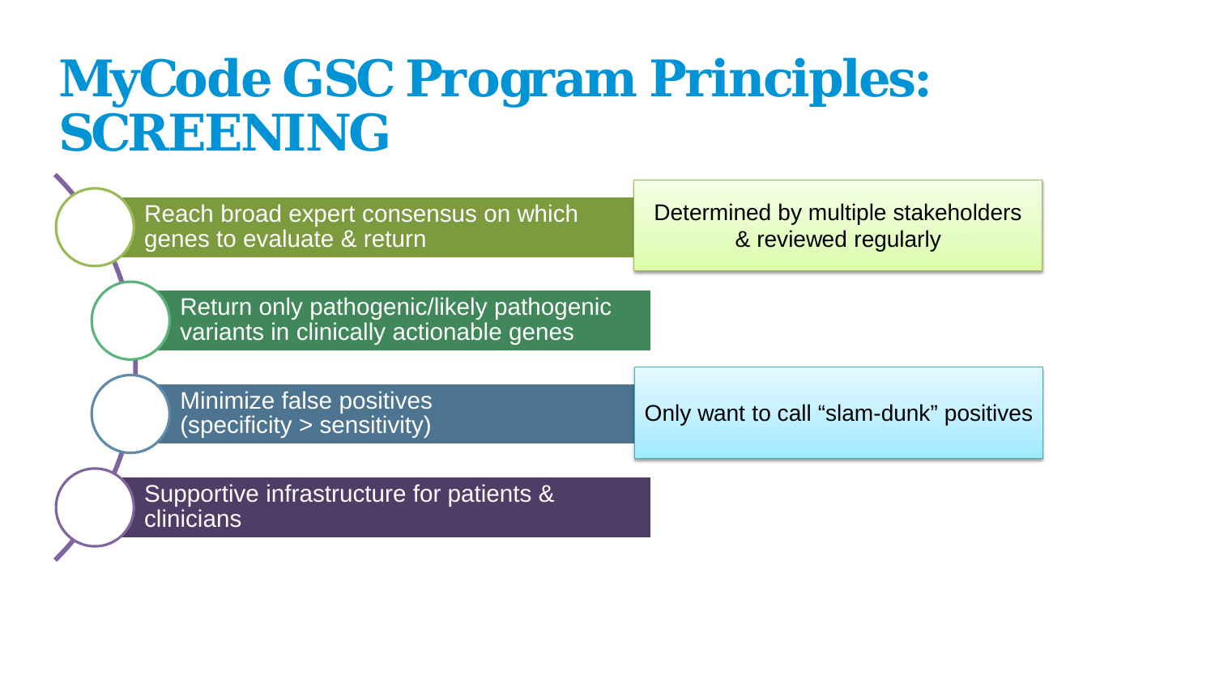# MyCode GSC Program Principles: SCREENING

- Reach broad expert consensus on which genes to evaluate & return
  - Determined by multiple stakeholders & reviewed regularly
- Return only pathogenic/likely pathogenic variants in clinically actionable genes
- Minimize false positives (specificity > sensitivity)
  - Only want to call "slam-dunk" positives
- Supportive infrastructure for patients & clinicians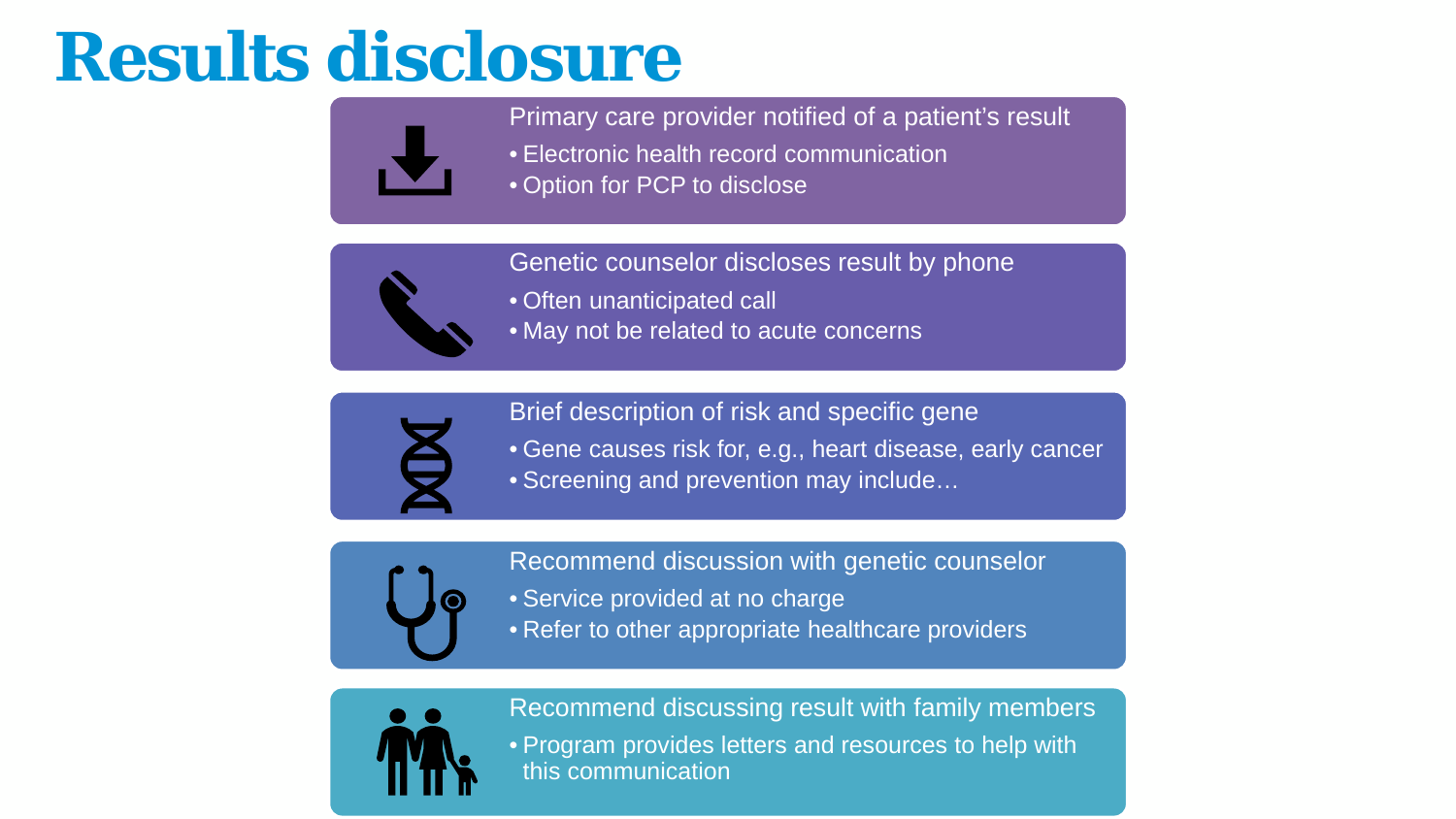# Results disclosure

**Primary care provider notified of a patient's result**

- Electronic health record communication
- Option for PCP to disclose

**Genetic counselor discloses result by phone**

- Often unanticipated call
- May not be related to acute concerns

**Brief description of risk and specific gene**

- Gene causes risk for, e.g., heart disease, early cancer
- Screening and prevention may include…

**Recommend discussion with genetic counselor**

- Service provided at no charge
- Refer to other appropriate healthcare providers

**Recommend discussing result with family members**

- Program provides letters and resources to help with this communication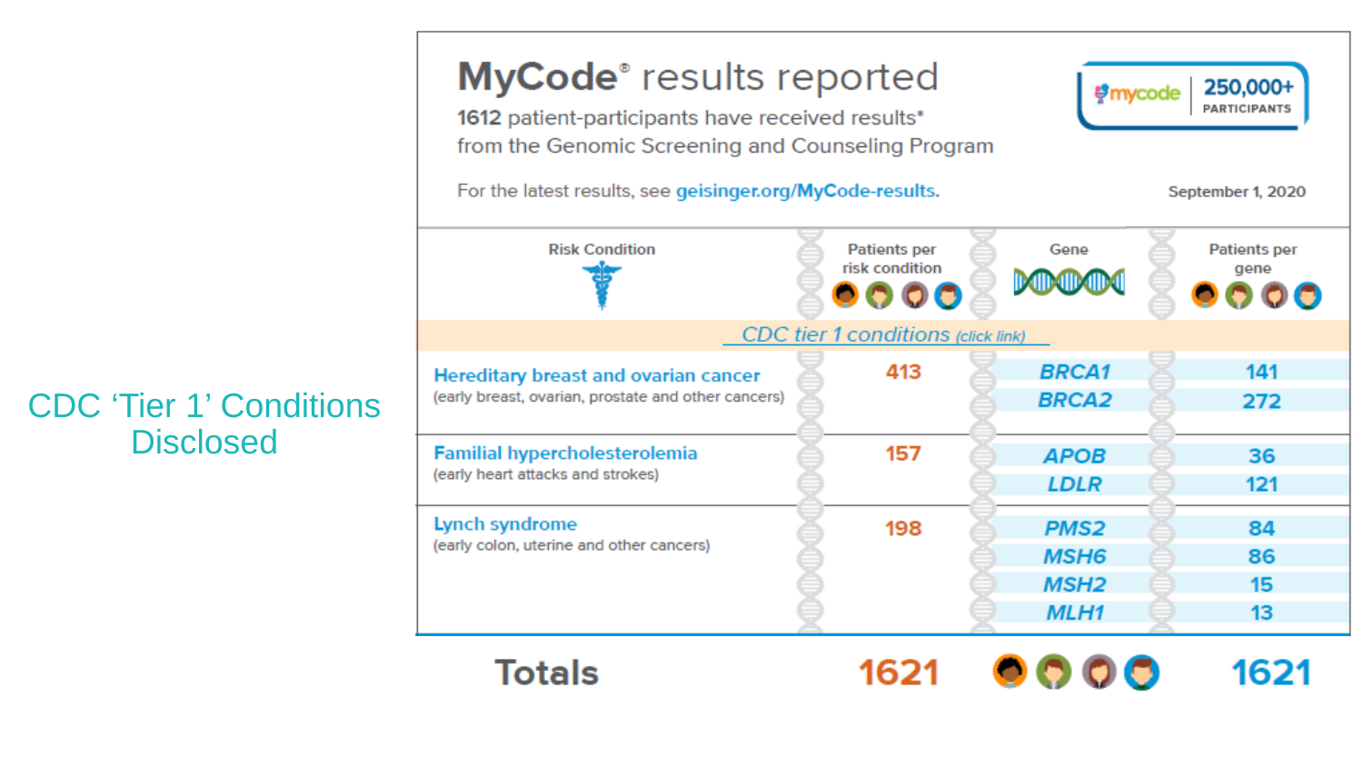CDC 'Tier 1' Conditions Disclosed

# MyCode® results reported

1612 patient-participants have received results*
from the Genomic Screening and Counseling Program

For the latest results, see geisinger.org/MyCode-results.

mycode 250,000+ PARTICIPANTS

September 1, 2020

| Risk Condition | Patients per risk condition | Gene | Patients per gene |
|---|---|---|---|
| *CDC tier 1 conditions (click link)* | | | |
| **Hereditary breast and ovarian cancer** (early breast, ovarian, prostate and other cancers) | 413 | *BRCA1* | 141 |
| | | *BRCA2* | 272 |
| **Familial hypercholesterolemia** (early heart attacks and strokes) | 157 | *APOB* | 36 |
| | | *LDLR* | 121 |
| **Lynch syndrome** (early colon, uterine and other cancers) | 198 | *PMS2* | 84 |
| | | *MSH6* | 86 |
| | | *MSH2* | 15 |
| | | *MLH1* | 13 |
| **Totals** | **1621** | | **1621** |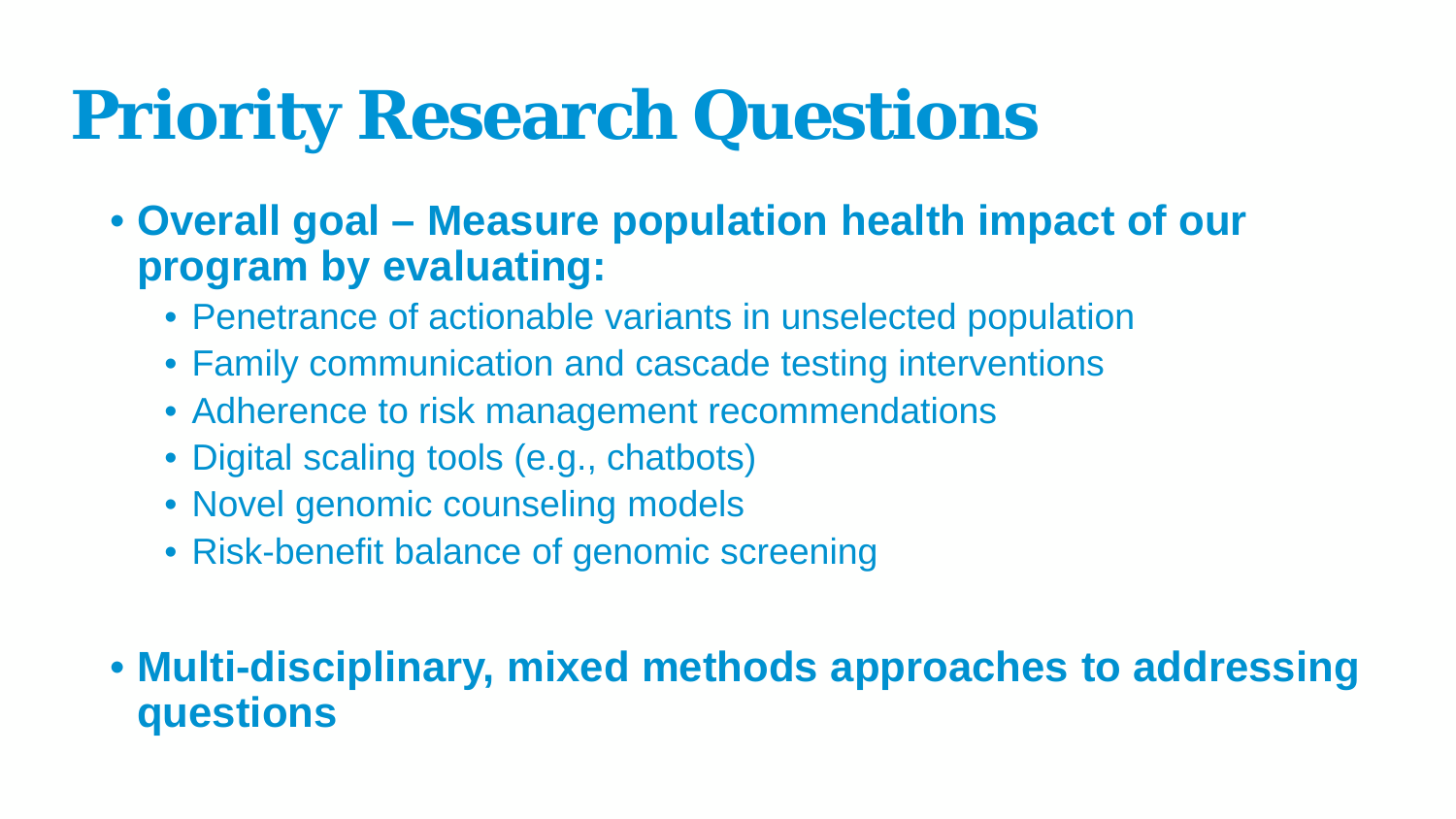# Priority Research Questions

- **Overall goal – Measure population health impact of our program by evaluating:**
  - Penetrance of actionable variants in unselected population
  - Family communication and cascade testing interventions
  - Adherence to risk management recommendations
  - Digital scaling tools (e.g., chatbots)
  - Novel genomic counseling models
  - Risk-benefit balance of genomic screening

- **Multi-disciplinary, mixed methods approaches to addressing questions**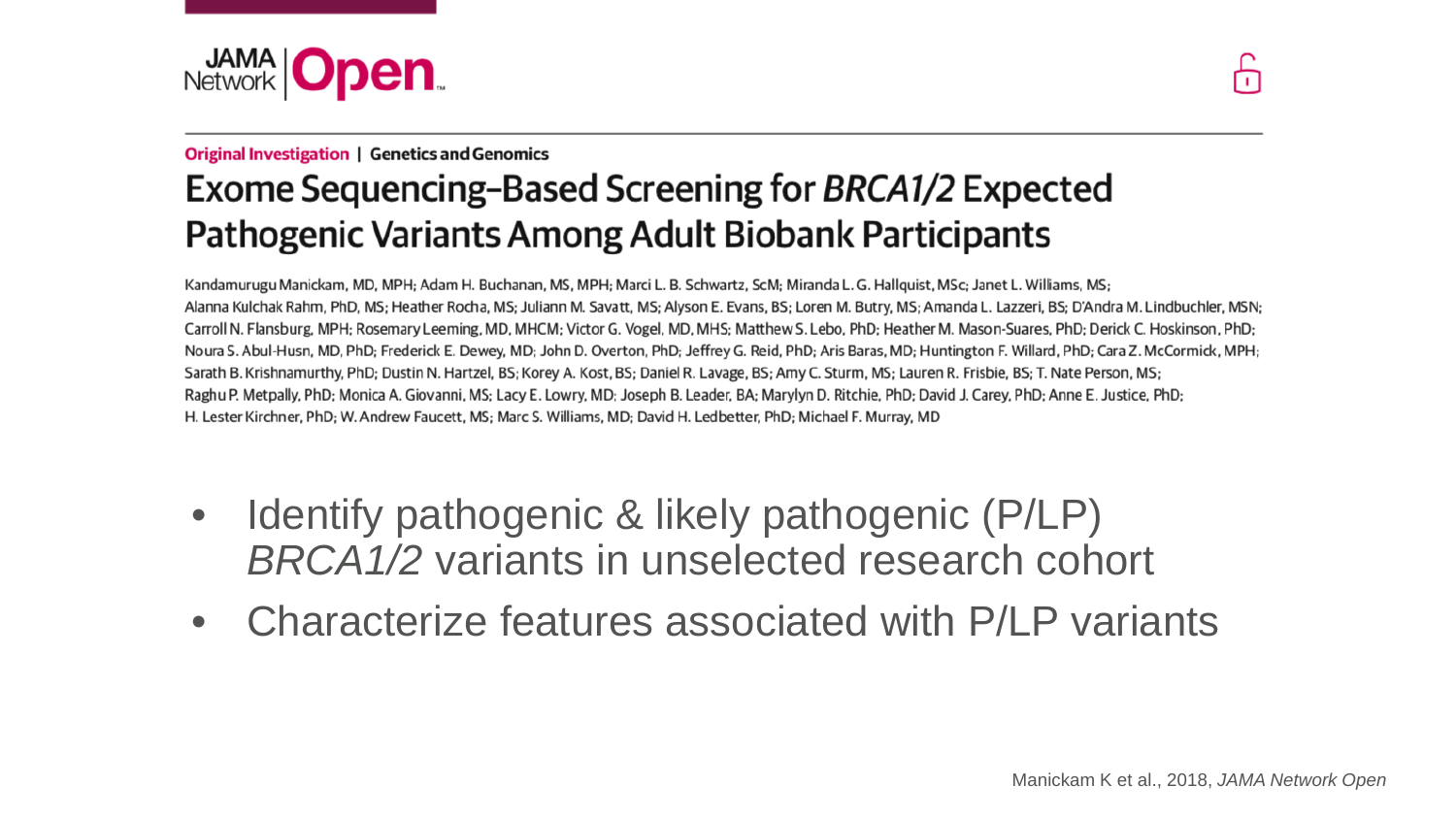JAMA Network | Open

**Original Investigation | Genetics and Genomics**

# Exome Sequencing–Based Screening for *BRCA1/2* Expected Pathogenic Variants Among Adult Biobank Participants

Kandamurugu Manickam, MD, MPH; Adam H. Buchanan, MS, MPH; Marci L. B. Schwartz, ScM; Miranda L. G. Hallquist, MSc; Janet L. Williams, MS; Alanna Kulchak Rahm, PhD, MS; Heather Rocha, MS; Juliann M. Savatt, MS; Alyson E. Evans, BS; Loren M. Butry, MS; Amanda L. Lazzeri, BS; D'Andra M. Lindbuchler, MSN; Carroll N. Flansburg, MPH; Rosemary Leeming, MD, MHCM; Victor G. Vogel, MD, MHS; Matthew S. Lebo, PhD; Heather M. Mason-Suares, PhD; Derick C. Hoskinson, PhD; Noura S. Abul-Husn, MD, PhD; Frederick E. Dewey, MD; John D. Overton, PhD; Jeffrey G. Reid, PhD; Aris Baras, MD; Huntington F. Willard, PhD; Cara Z. McCormick, MPH; Sarath B. Krishnamurthy, PhD; Dustin N. Hartzel, BS; Korey A. Kost, BS; Daniel R. Lavage, BS; Amy C. Sturm, MS; Lauren R. Frisbie, BS; T. Nate Person, MS; Raghu P. Metpally, PhD; Monica A. Giovanni, MS; Lacy E. Lowry, MD; Joseph B. Leader, BA; Marylyn D. Ritchie, PhD; David J. Carey, PhD; Anne E. Justice, PhD; H. Lester Kirchner, PhD; W. Andrew Faucett, MS; Marc S. Williams, MD; David H. Ledbetter, PhD; Michael F. Murray, MD

- Identify pathogenic & likely pathogenic (P/LP) *BRCA1/2* variants in unselected research cohort
- Characterize features associated with P/LP variants

Manickam K et al., 2018, *JAMA Network Open*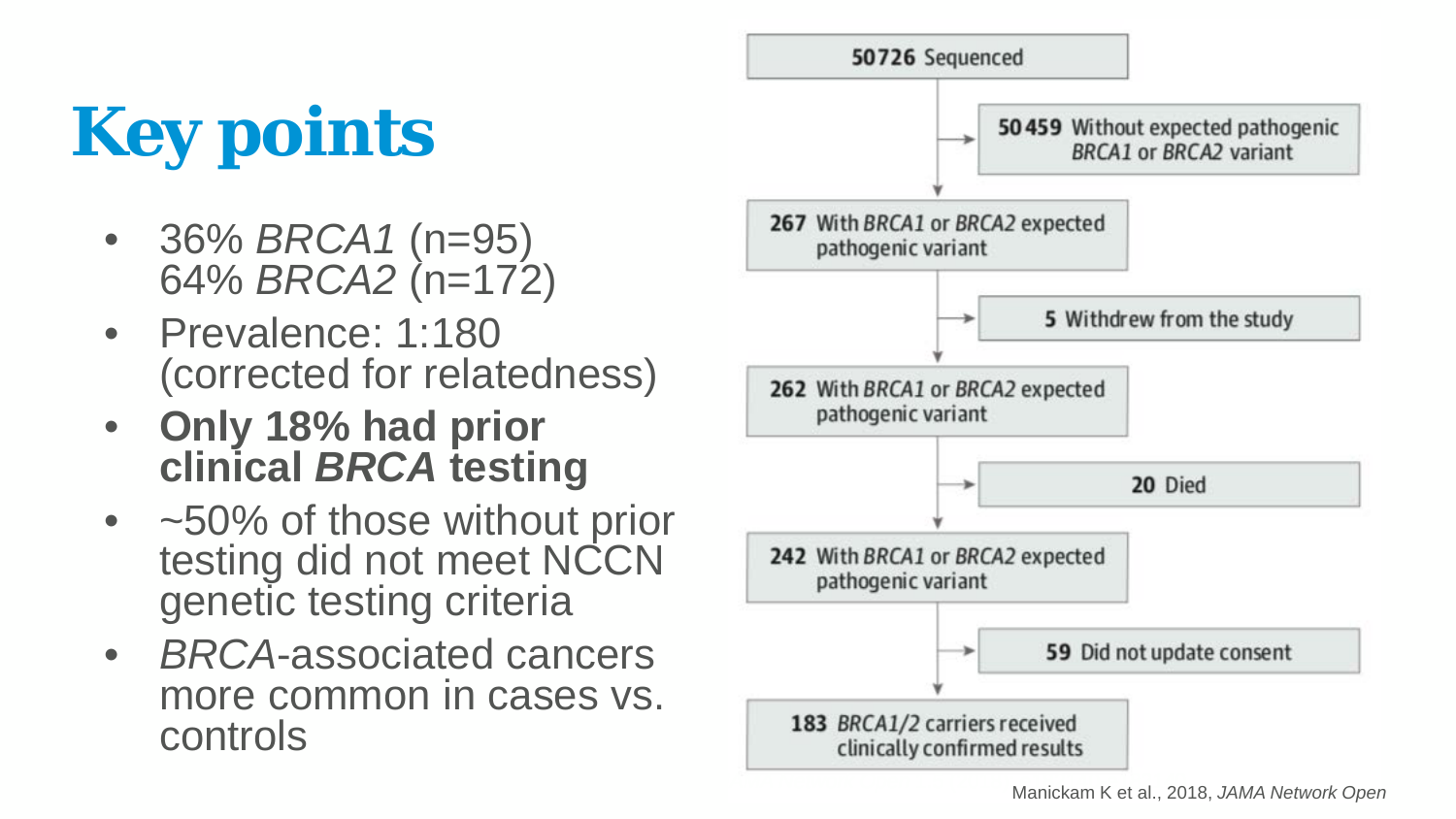# Key points

- 36% *BRCA1* (n=95)
  64% *BRCA2* (n=172)
- Prevalence: 1:180 (corrected for relatedness)
- **Only 18% had prior clinical *BRCA* testing**
- ~50% of those without prior testing did not meet NCCN genetic testing criteria
- *BRCA*-associated cancers more common in cases vs. controls

**50726** Sequenced

→ **50459** Without expected pathogenic *BRCA1* or *BRCA2* variant

**267** With *BRCA1* or *BRCA2* expected pathogenic variant

→ **5** Withdrew from the study

**262** With *BRCA1* or *BRCA2* expected pathogenic variant

→ **20** Died

**242** With *BRCA1* or *BRCA2* expected pathogenic variant

→ **59** Did not update consent

**183** *BRCA1/2* carriers received clinically confirmed results

Manickam K et al., 2018, *JAMA Network Open*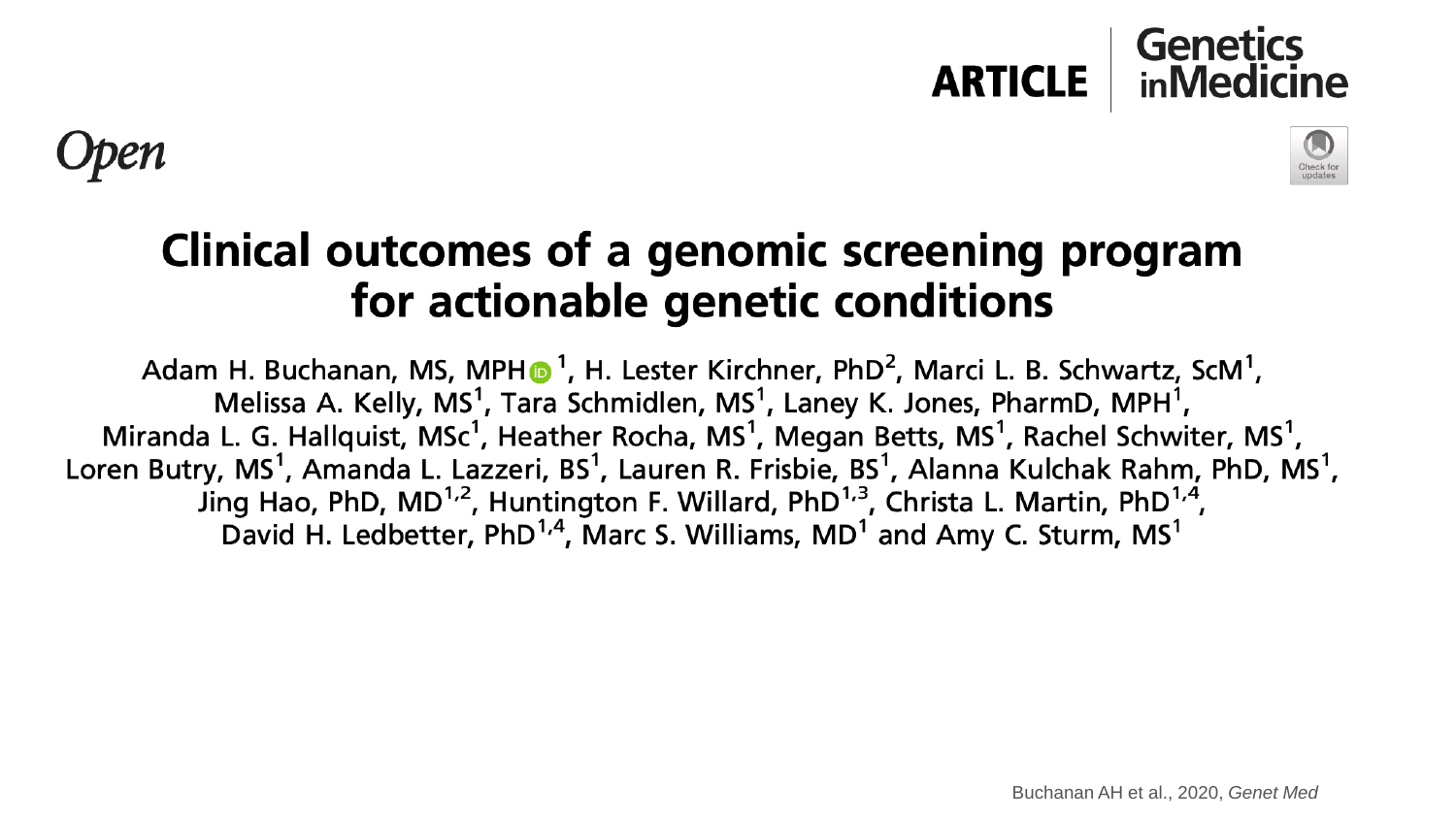ARTICLE | Genetics inMedicine

Open

# Clinical outcomes of a genomic screening program for actionable genetic conditions

Adam H. Buchanan, MS, MPH[1], H. Lester Kirchner, PhD[2], Marci L. B. Schwartz, ScM[1], Melissa A. Kelly, MS[1], Tara Schmidlen, MS[1], Laney K. Jones, PharmD, MPH[1], Miranda L. G. Hallquist, MSc[1], Heather Rocha, MS[1], Megan Betts, MS[1], Rachel Schwiter, MS[1], Loren Butry, MS[1], Amanda L. Lazzeri, BS[1], Lauren R. Frisbie, BS[1], Alanna Kulchak Rahm, PhD, MS[1], Jing Hao, PhD, MD[1,2], Huntington F. Willard, PhD[1,3], Christa L. Martin, PhD[1,4], David H. Ledbetter, PhD[1,4], Marc S. Williams, MD[1] and Amy C. Sturm, MS[1]

Buchanan AH et al., 2020, *Genet Med*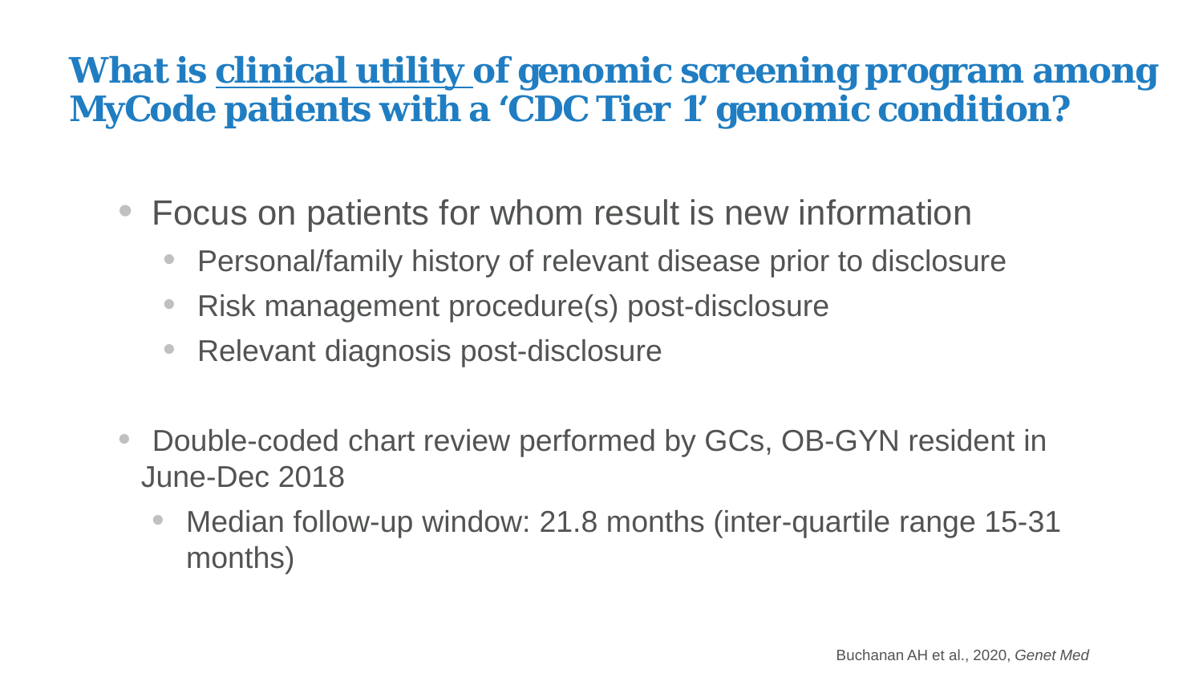# What is <u>clinical utility</u> of genomic screening program among MyCode patients with a 'CDC Tier 1' genomic condition?

- Focus on patients for whom result is new information
  - Personal/family history of relevant disease prior to disclosure
  - Risk management procedure(s) post-disclosure
  - Relevant diagnosis post-disclosure

- Double-coded chart review performed by GCs, OB-GYN resident in June-Dec 2018
  - Median follow-up window: 21.8 months (inter-quartile range 15-31 months)

Buchanan AH et al., 2020, *Genet Med*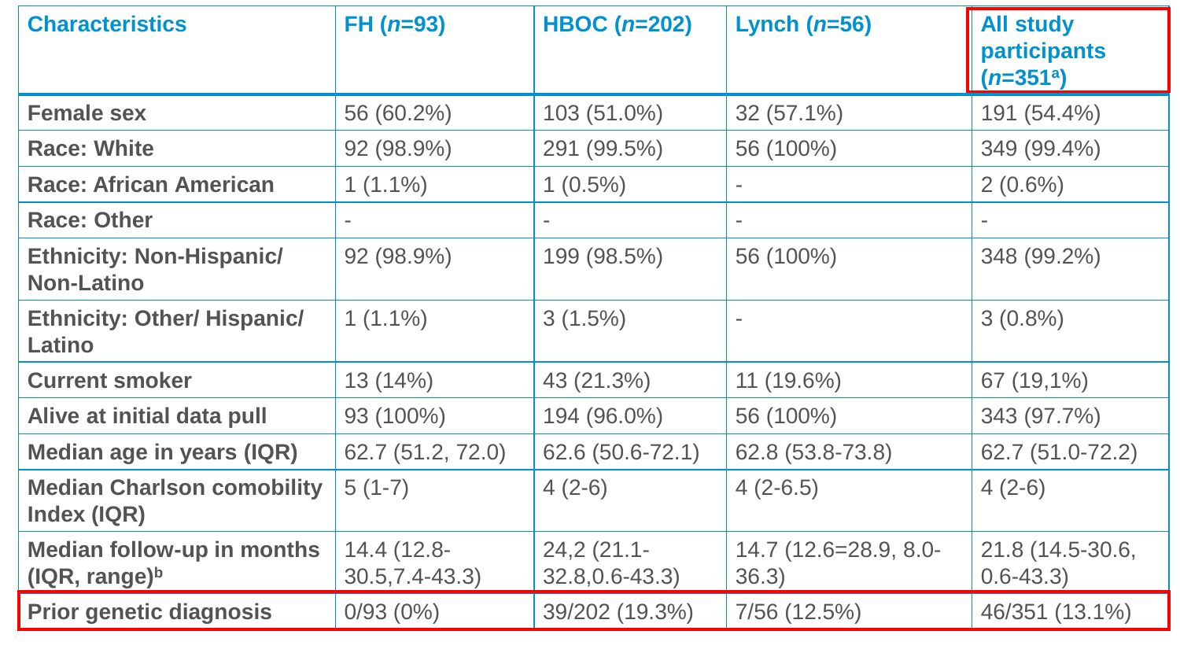| Characteristics | FH (*n*=93) | HBOC (*n*=202) | Lynch (*n*=56) | All study participants (*n*=351[a]) |
|---|---|---|---|---|
| Female sex | 56 (60.2%) | 103 (51.0%) | 32 (57.1%) | 191 (54.4%) |
| Race: White | 92 (98.9%) | 291 (99.5%) | 56 (100%) | 349 (99.4%) |
| Race: African American | 1 (1.1%) | 1 (0.5%) | - | 2 (0.6%) |
| Race: Other | - | - | - | - |
| Ethnicity: Non-Hispanic/ Non-Latino | 92 (98.9%) | 199 (98.5%) | 56 (100%) | 348 (99.2%) |
| Ethnicity: Other/ Hispanic/ Latino | 1 (1.1%) | 3 (1.5%) | - | 3 (0.8%) |
| Current smoker | 13 (14%) | 43 (21.3%) | 11 (19.6%) | 67 (19,1%) |
| Alive at initial data pull | 93 (100%) | 194 (96.0%) | 56 (100%) | 343 (97.7%) |
| Median age in years (IQR) | 62.7 (51.2, 72.0) | 62.6 (50.6-72.1) | 62.8 (53.8-73.8) | 62.7 (51.0-72.2) |
| Median Charlson comobility Index (IQR) | 5 (1-7) | 4 (2-6) | 4 (2-6.5) | 4 (2-6) |
| Median follow-up in months (IQR, range)[b] | 14.4 (12.8-30.5,7.4-43.3) | 24,2 (21.1-32.8,0.6-43.3) | 14.7 (12.6=28.9, 8.0-36.3) | 21.8 (14.5-30.6, 0.6-43.3) |
| Prior genetic diagnosis | 0/93 (0%) | 39/202 (19.3%) | 7/56 (12.5%) | 46/351 (13.1%) |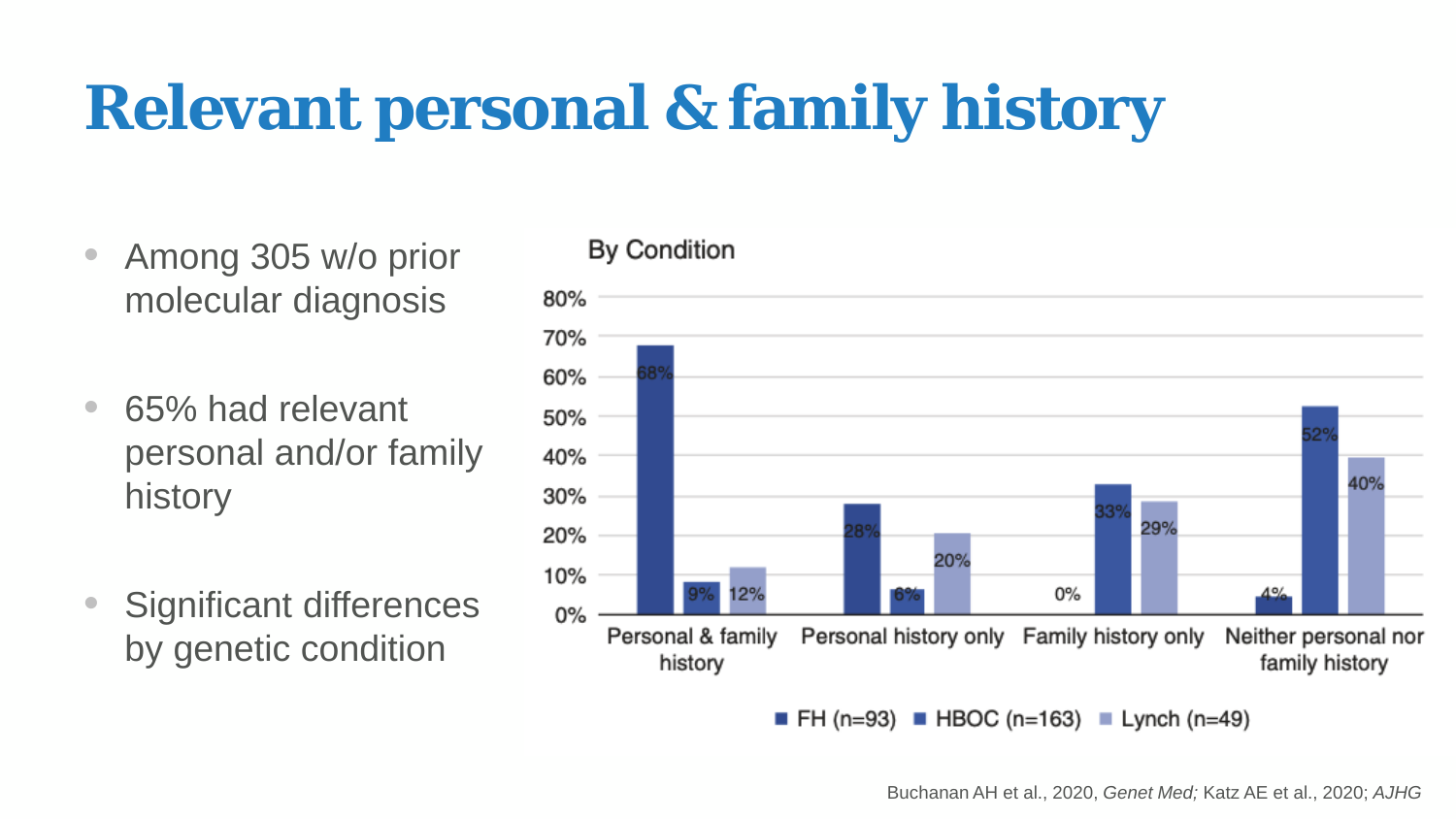# Relevant personal & family history

- Among 305 w/o prior molecular diagnosis
- 65% had relevant personal and/or family history
- Significant differences by genetic condition

By Condition

| | FH (n=93) | HBOC (n=163) | Lynch (n=49) |
|---|---|---|---|
| Personal & family history | 68% | 9% | 12% |
| Personal history only | 28% | 6% | 20% |
| Family history only | 0% | 33% | 29% |
| Neither personal nor family history | 4% | 52% | 40% |

Buchanan AH et al., 2020, *Genet Med;* Katz AE et al., 2020; *AJHG*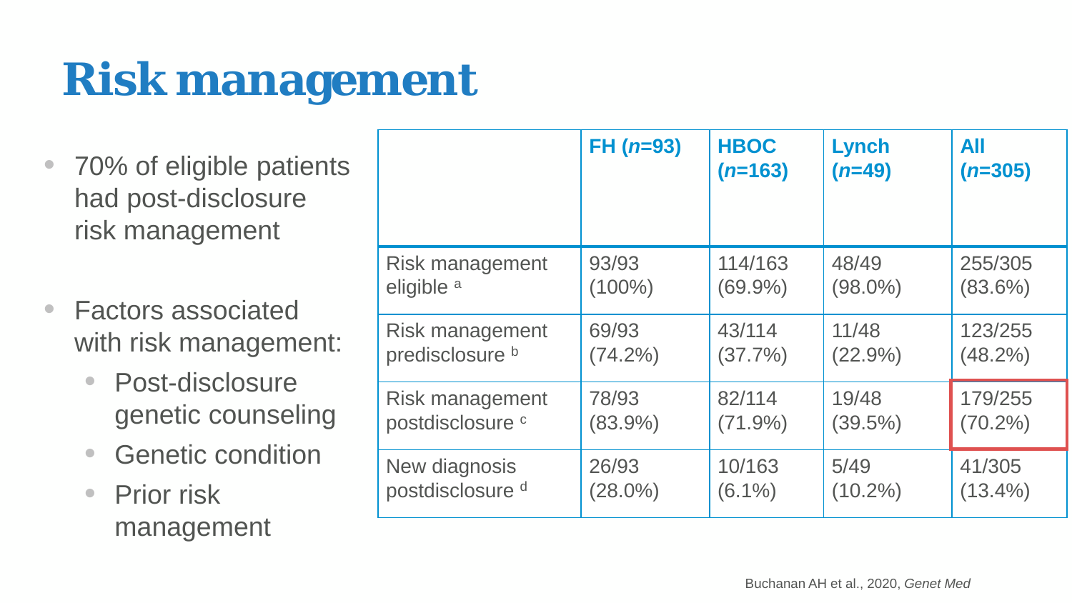# Risk management

- 70% of eligible patients had post-disclosure risk management
- Factors associated with risk management:
  - Post-disclosure genetic counseling
  - Genetic condition
  - Prior risk management

| | FH (*n*=93) | HBOC (*n*=163) | Lynch (*n*=49) | All (*n*=305) |
|---|---|---|---|---|
| Risk management eligible [a] | 93/93 (100%) | 114/163 (69.9%) | 48/49 (98.0%) | 255/305 (83.6%) |
| Risk management predisclosure [b] | 69/93 (74.2%) | 43/114 (37.7%) | 11/48 (22.9%) | 123/255 (48.2%) |
| Risk management postdisclosure [c] | 78/93 (83.9%) | 82/114 (71.9%) | 19/48 (39.5%) | 179/255 (70.2%) |
| New diagnosis postdisclosure [d] | 26/93 (28.0%) | 10/163 (6.1%) | 5/49 (10.2%) | 41/305 (13.4%) |

Buchanan AH et al., 2020, *Genet Med*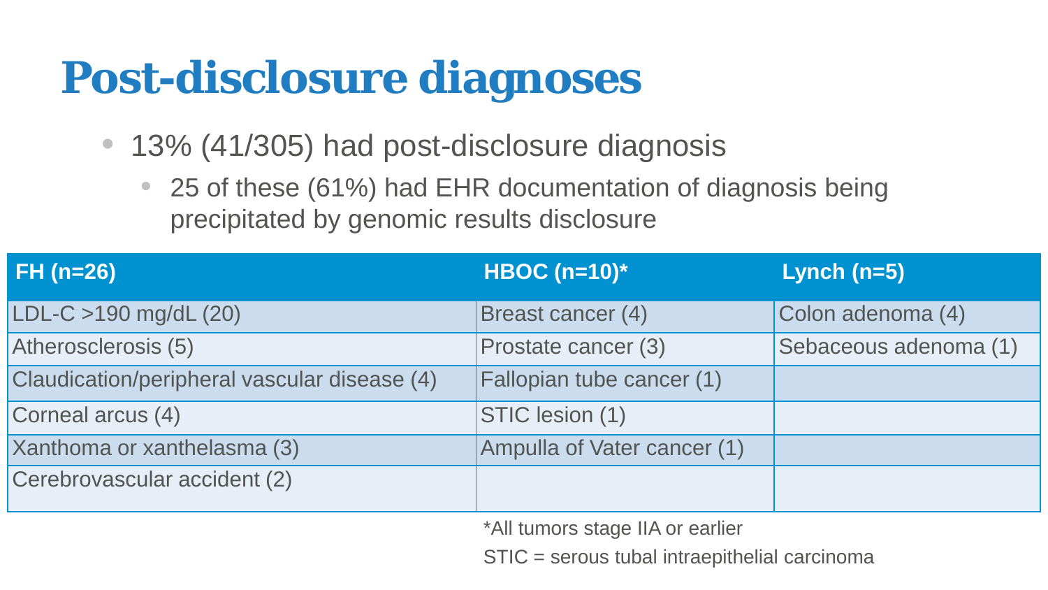# Post-disclosure diagnoses

- 13% (41/305) had post-disclosure diagnosis
  - 25 of these (61%) had EHR documentation of diagnosis being precipitated by genomic results disclosure

| FH (n=26) | HBOC (n=10)* | Lynch (n=5) |
|---|---|---|
| LDL-C >190 mg/dL (20) | Breast cancer (4) | Colon adenoma (4) |
| Atherosclerosis (5) | Prostate cancer (3) | Sebaceous adenoma (1) |
| Claudication/peripheral vascular disease (4) | Fallopian tube cancer (1) | |
| Corneal arcus (4) | STIC lesion (1) | |
| Xanthoma or xanthelasma (3) | Ampulla of Vater cancer (1) | |
| Cerebrovascular accident (2) | | |

*All tumors stage IIA or earlier

STIC = serous tubal intraepithelial carcinoma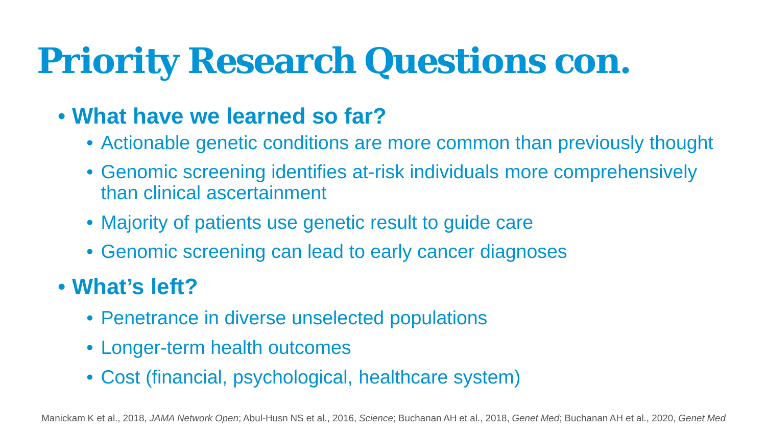# Priority Research Questions con.

- **What have we learned so far?**
  - Actionable genetic conditions are more common than previously thought
  - Genomic screening identifies at-risk individuals more comprehensively than clinical ascertainment
  - Majority of patients use genetic result to guide care
  - Genomic screening can lead to early cancer diagnoses
- **What's left?**
  - Penetrance in diverse unselected populations
  - Longer-term health outcomes
  - Cost (financial, psychological, healthcare system)

Manickam K et al., 2018, *JAMA Network Open*; Abul-Husn NS et al., 2016, *Science*; Buchanan AH et al., 2018, *Genet Med*; Buchanan AH et al., 2020, *Genet Med*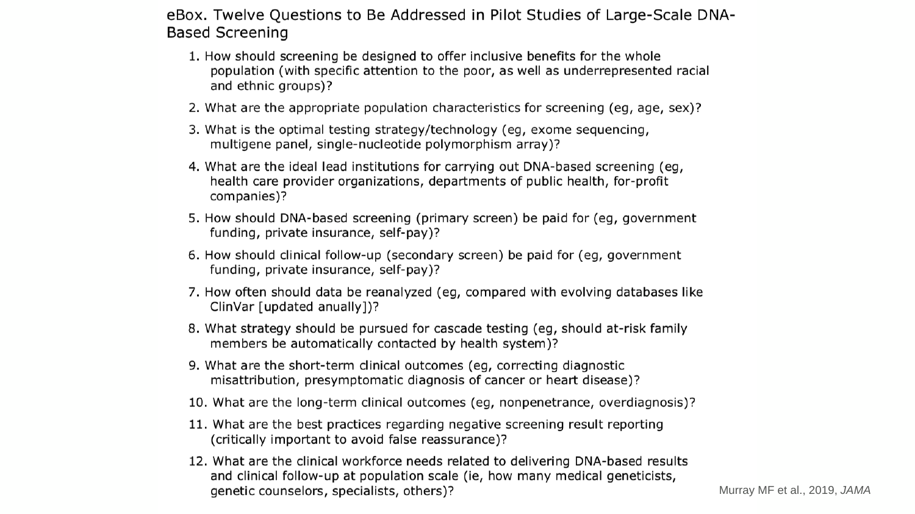## eBox. Twelve Questions to Be Addressed in Pilot Studies of Large-Scale DNA-Based Screening

1. How should screening be designed to offer inclusive benefits for the whole population (with specific attention to the poor, as well as underrepresented racial and ethnic groups)?
2. What are the appropriate population characteristics for screening (eg, age, sex)?
3. What is the optimal testing strategy/technology (eg, exome sequencing, multigene panel, single-nucleotide polymorphism array)?
4. What are the ideal lead institutions for carrying out DNA-based screening (eg, health care provider organizations, departments of public health, for-profit companies)?
5. How should DNA-based screening (primary screen) be paid for (eg, government funding, private insurance, self-pay)?
6. How should clinical follow-up (secondary screen) be paid for (eg, government funding, private insurance, self-pay)?
7. How often should data be reanalyzed (eg, compared with evolving databases like ClinVar [updated anually])?
8. What strategy should be pursued for cascade testing (eg, should at-risk family members be automatically contacted by health system)?
9. What are the short-term clinical outcomes (eg, correcting diagnostic misattribution, presymptomatic diagnosis of cancer or heart disease)?
10. What are the long-term clinical outcomes (eg, nonpenetrance, overdiagnosis)?
11. What are the best practices regarding negative screening result reporting (critically important to avoid false reassurance)?
12. What are the clinical workforce needs related to delivering DNA-based results and clinical follow-up at population scale (ie, how many medical geneticists, genetic counselors, specialists, others)?

Murray MF et al., 2019, *JAMA*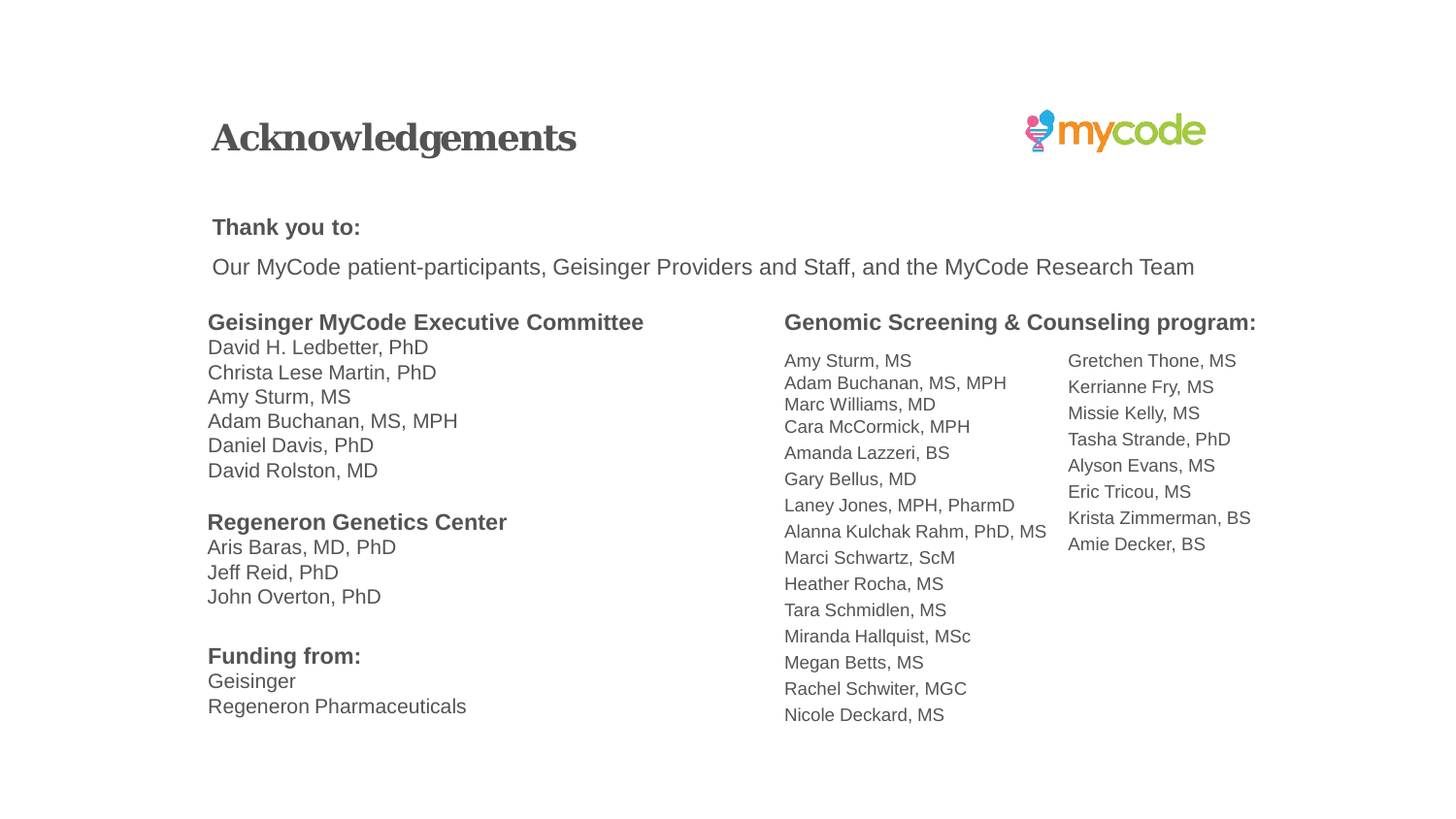# Acknowledgements

mycode

**Thank you to:**

Our MyCode patient-participants, Geisinger Providers and Staff, and the MyCode Research Team

**Geisinger MyCode Executive Committee**

David H. Ledbetter, PhD
Christa Lese Martin, PhD
Amy Sturm, MS
Adam Buchanan, MS, MPH
Daniel Davis, PhD
David Rolston, MD

**Regeneron Genetics Center**

Aris Baras, MD, PhD
Jeff Reid, PhD
John Overton, PhD

**Funding from:**

Geisinger
Regeneron Pharmaceuticals

**Genomic Screening & Counseling program:**

Amy Sturm, MS
Adam Buchanan, MS, MPH
Marc Williams, MD
Cara McCormick, MPH
Amanda Lazzeri, BS
Gary Bellus, MD
Laney Jones, MPH, PharmD
Alanna Kulchak Rahm, PhD, MS
Marci Schwartz, ScM
Heather Rocha, MS
Tara Schmidlen, MS
Miranda Hallquist, MSc
Megan Betts, MS
Rachel Schwiter, MGC
Nicole Deckard, MS
Gretchen Thone, MS
Kerrianne Fry, MS
Missie Kelly, MS
Tasha Strande, PhD
Alyson Evans, MS
Eric Tricou, MS
Krista Zimmerman, BS
Amie Decker, BS